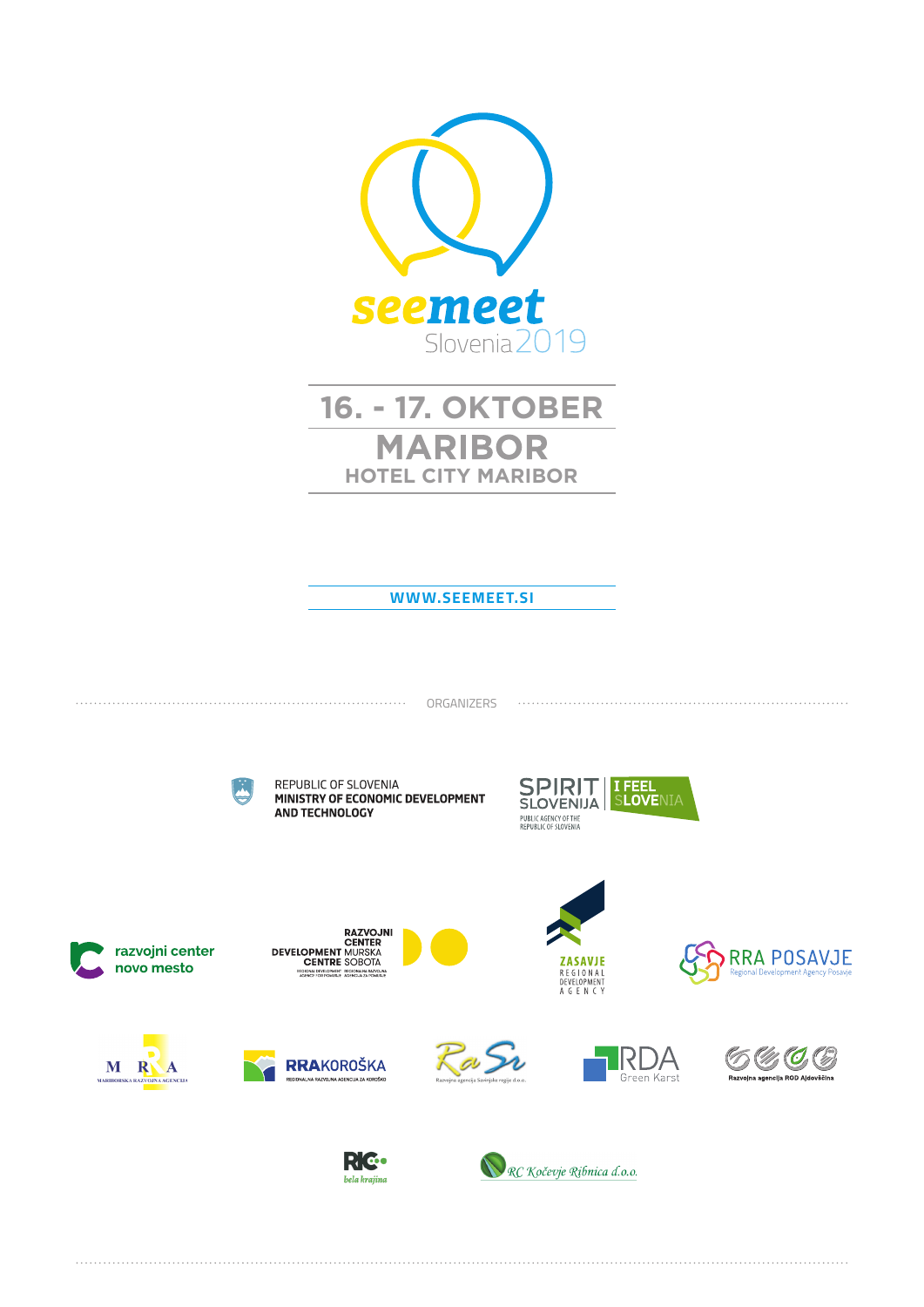# seemeet

Slovenia 2019

## 16. - 17. OKTOBER

## MARIBOR

### HOTEL CITY MARIBOR

**WWW.SEEMEET.SI**

ORGANIZERS

REPUBLIC OF SLOVENIA
**MINISTRY OF ECONOMIC DEVELOPMENT AND TECHNOLOGY**

SPIRIT SLOVENIJA
PUBLIC AGENCY OF THE REPUBLIC OF SLOVENIA
I FEEL SLOVENIA

razvojni center novo mesto

RAZVOJNI CENTER MURSKA SOBOTA
DEVELOPMENT CENTRE MURSKA SOBOTA
REGIONAL DEVELOPMENT AGENCY FOR POMURJE / REGIONALNA RAZVOJNA AGENCIJA ZA POMURJE

ZASAVJE
REGIONAL DEVELOPMENT AGENCY

RRA POSAVJE
Regional Development Agency Posavje

MRA
MARIBORSKA RAZVOJNA AGENCIJA

RRA KOROŠKA
REGIONALNA RAZVOJNA AGENCIJA ZA KOROŠKO

RaSr
Razvojna agencija Savinjske regije d.o.o.

RDA
Green Karst

Razvojna agencija ROD Ajdovščina

RIC
bela krajina

RC Kočevje Ribnica d.o.o.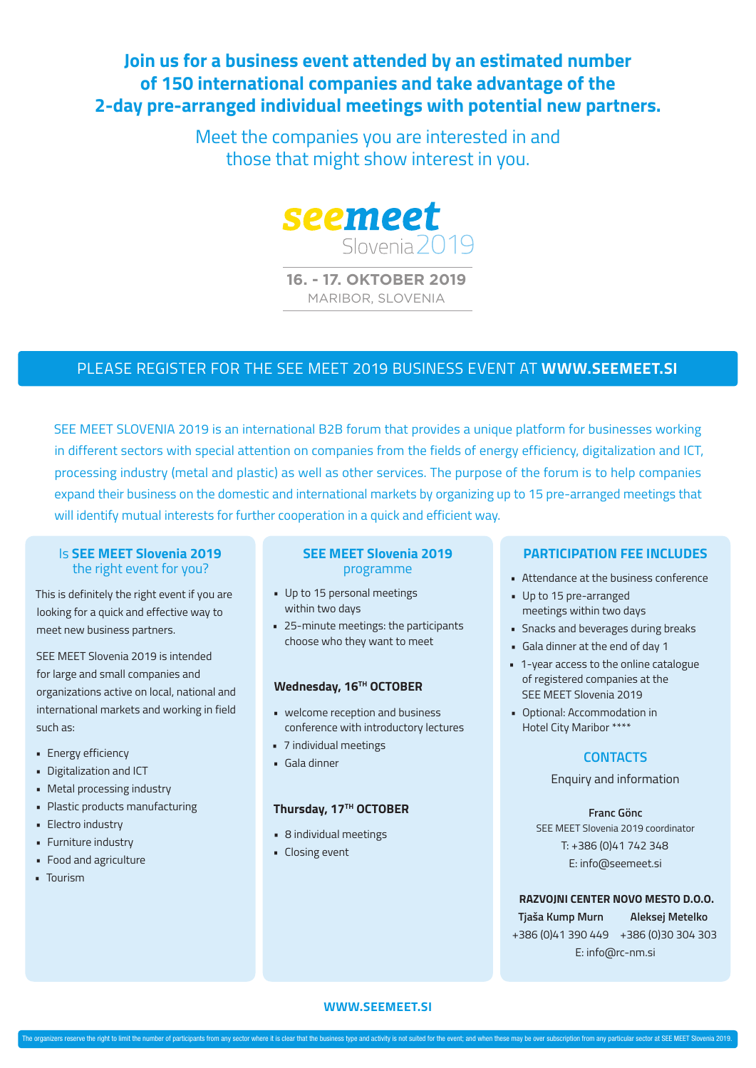**Join us for a business event attended by an estimated number of 150 international companies and take advantage of the 2-day pre-arranged individual meetings with potential new partners.**

Meet the companies you are interested in and those that might show interest in you.

# seemeet Slovenia 2019

**16. - 17. OKTOBER 2019**
MARIBOR, SLOVENIA

## PLEASE REGISTER FOR THE SEE MEET 2019 BUSINESS EVENT AT **WWW.SEEMEET.SI**

SEE MEET SLOVENIA 2019 is an international B2B forum that provides a unique platform for businesses working in different sectors with special attention on companies from the fields of energy efficiency, digitalization and ICT, processing industry (metal and plastic) as well as other services. The purpose of the forum is to help companies expand their business on the domestic and international markets by organizing up to 15 pre-arranged meetings that will identify mutual interests for further cooperation in a quick and efficient way.

### Is **SEE MEET Slovenia 2019** the right event for you?

This is definitely the right event if you are looking for a quick and effective way to meet new business partners.

SEE MEET Slovenia 2019 is intended for large and small companies and organizations active on local, national and international markets and working in field such as:

- Energy efficiency
- Digitalization and ICT
- Metal processing industry
- Plastic products manufacturing
- Electro industry
- Furniture industry
- Food and agriculture
- Tourism

### **SEE MEET Slovenia 2019** programme

- Up to 15 personal meetings within two days
- 25-minute meetings: the participants choose who they want to meet

**Wednesday, 16TH OCTOBER**

- welcome reception and business conference with introductory lectures
- 7 individual meetings
- Gala dinner

**Thursday, 17TH OCTOBER**

- 8 individual meetings
- Closing event

### PARTICIPATION FEE INCLUDES

- Attendance at the business conference
- Up to 15 pre-arranged meetings within two days
- Snacks and beverages during breaks
- Gala dinner at the end of day 1
- 1-year access to the online catalogue of registered companies at the SEE MEET Slovenia 2019
- Optional: Accommodation in Hotel City Maribor ****

### CONTACTS

Enquiry and information

**Franc Gönc**
SEE MEET Slovenia 2019 coordinator
T: +386 (0)41 742 348
E: info@seemeet.si

**RAZVOJNI CENTER NOVO MESTO D.O.O.**

**Tjaša Kump Murn** +386 (0)41 390 449
**Aleksej Metelko** +386 (0)30 304 303
E: info@rc-nm.si

**WWW.SEEMEET.SI**

The organizers reserve the right to limit the number of participants from any sector where it is clear that the business type and activity is not suited for the event; and when these may be over subscription from any particular sector at SEE MEET Slovenia 2019.